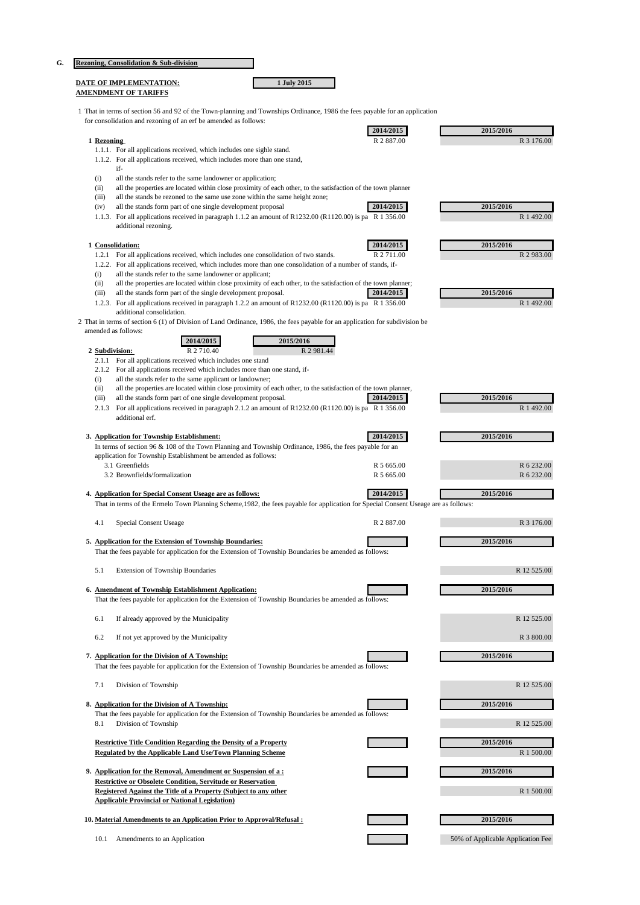**G. Rezoning, Consolidation & Sub-division**

**DATE OF IMPLEMENTATION:** **1 July 2015**

**AMENDMENT OF TARIFFS**

1 That in terms of section 56 and 92 of the Town-planning and Townships Ordinance, 1986 the fees payable for an application for consolidation and rezoning of an erf be amended as follows:

| | 2014/2015 | 2015/2016 |
|---|---|---|
| **1 Rezoning** | R 2 887.00 | R 3 176.00 |

1.1.1. For all applications received, which includes one sighle stand.

1.1.2. For all applications received, which includes more than one stand, if-

(i) all the stands refer to the same landowner or application;

(ii) all the properties are located within close proximity of each other, to the satisfaction of the town planner

(iii) all the stands be rezoned to the same use zone within the same height zone;

(iv) all the stands form part of one single development proposal

| | 2014/2015 | 2015/2016 |
|---|---|---|
| 1.1.3. For all applications received in paragraph 1.1.2 an amount of R1232.00 (R1120.00) is pa additional rezoning. | R 1 356.00 | R 1 492.00 |

| | 2014/2015 | 2015/2016 |
|---|---|---|
| **1 Consolidation:** | | |
| 1.2.1 For all applications received, which includes one consolidation of two stands. | R 2 711.00 | R 2 983.00 |

1.2.2. For all applications received, which includes more than one consolidation of a number of stands, if-

(i) all the stands refer to the same landowner or applicant;

(ii) all the properties are located within close proximity of each other, to the satisfaction of the town planner;

(iii) all the stands form part of the single development proposal.

| | 2014/2015 | 2015/2016 |
|---|---|---|
| 1.2.3. For all applications received in paragraph 1.2.2 an amount of R1232.00 (R1120.00) is pa additional consolidation. | R 1 356.00 | R 1 492.00 |

2 That in terms of section 6 (1) of Division of Land Ordinance, 1986, the fees payable for an application for subdivision be amended as follows:

| | 2014/2015 | 2015/2016 |
|---|---|---|
| **2 Subdivision:** | R 2 710.40 | R 2 981.44 |

2.1.1 For all applications received which includes one stand

2.1.2 For all applications received which includes more than one stand, if-

(i) all the stands refer to the same applicant or landowner;

(ii) all the properties are located within close proximity of each other, to the satisfaction of the town planner,

(iii) all the stands form part of one single development proposal.

| | 2014/2015 | 2015/2016 |
|---|---|---|
| 2.1.3 For all applications received in paragraph 2.1.2 an amount of R1232.00 (R1120.00) is pa additional erf. | R 1 356.00 | R 1 492.00 |

**3. Application for Township Establishment:**

In terms of section 96 & 108 of the Town Planning and Township Ordinance, 1986, the fees payable for an application for Township Establishment be amended as follows:

| | 2014/2015 | 2015/2016 |
|---|---|---|
| 3.1 Greenfields | R 5 665.00 | R 6 232.00 |
| 3.2 Brownfields/formalization | R 5 665.00 | R 6 232.00 |

**4. Application for Special Consent Useage are as follows:**

That in terms of the Ermelo Town Planning Scheme,1982, the fees payable for application for Special Consent Useage are as follows:

| | 2014/2015 | 2015/2016 |
|---|---|---|
| 4.1 Special Consent Useage | R 2 887.00 | R 3 176.00 |

**5. Application for the Extension of Township Boundaries:**

That the fees payable for application for the Extension of Township Boundaries be amended as follows:

| | | 2015/2016 |
|---|---|---|
| 5.1 Extension of Township Boundaries | | R 12 525.00 |

**6. Amendment of Township Establishment Application:**

That the fees payable for application for the Extension of Township Boundaries be amended as follows:

| | | 2015/2016 |
|---|---|---|
| 6.1 If already approved by the Municipality | | R 12 525.00 |
| 6.2 If not yet approved by the Municipality | | R 3 800.00 |

**7. Application for the Division of A Township:**

That the fees payable for application for the Extension of Township Boundaries be amended as follows:

| | | 2015/2016 |
|---|---|---|
| 7.1 Division of Township | | R 12 525.00 |

**8. Application for the Division of A Township:**

That the fees payable for application for the Extension of Township Boundaries be amended as follows:

| | | 2015/2016 |
|---|---|---|
| 8.1 Division of Township | | R 12 525.00 |
| **Restrictive Title Condition Regarding the Density of a Property Regulated by the Applicable Land Use/Town Planning Scheme** | | R 1 500.00 |

| | | 2015/2016 |
|---|---|---|
| **9. Application for the Removal, Amendment or Suspension of a : Restrictive or Obsolete Condition, Servitude or Reservation Registered Against the Title of a Property (Subject to any other Applicable Provincial or National Legislation)** | | R 1 500.00 |

| | | 2015/2016 |
|---|---|---|
| **10. Material Amendments to an Application Prior to Approval/Refusal :** | | |
| 10.1 Amendments to an Application | | 50% of Applicable Application Fee |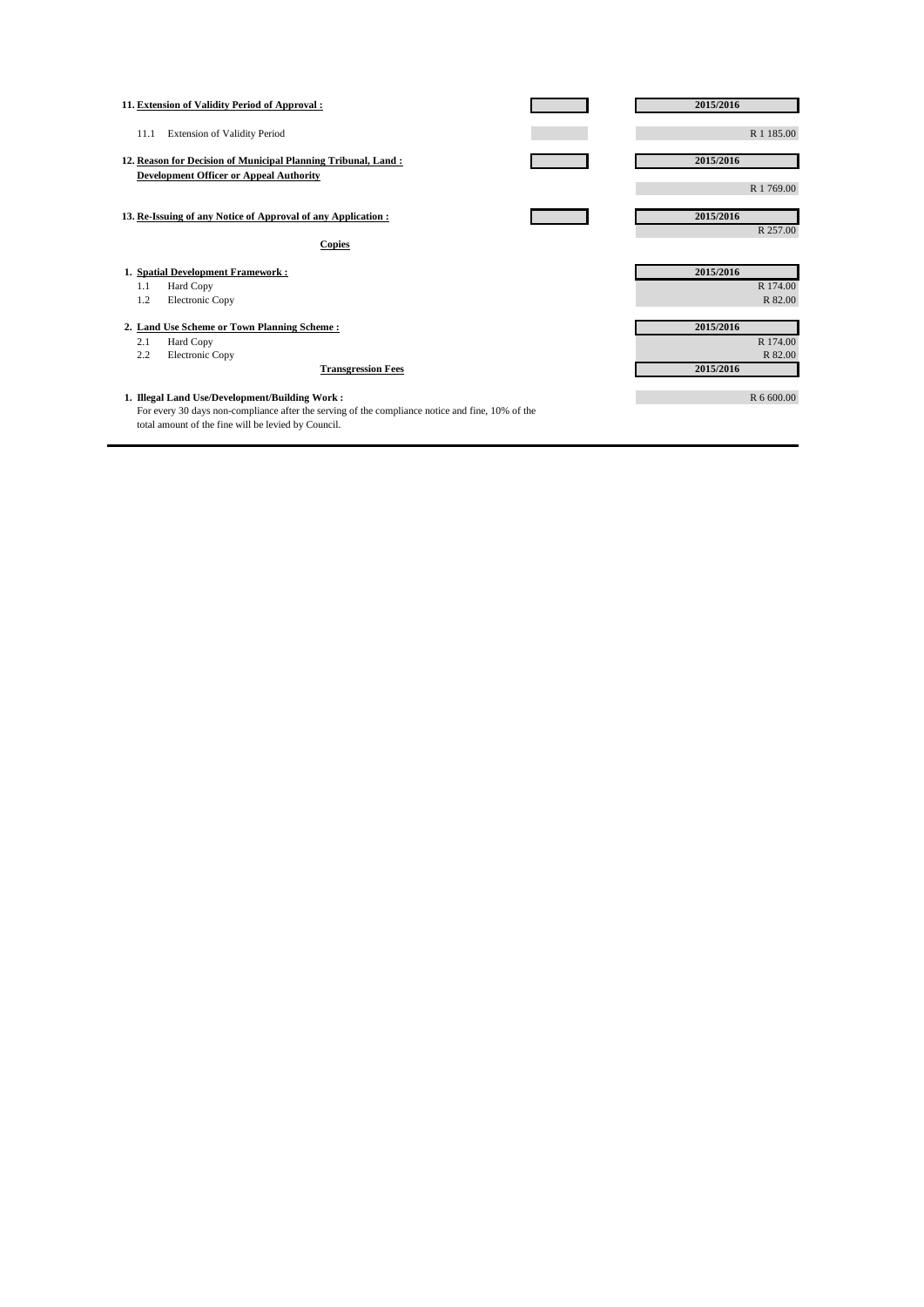| | | |
|---|---|---|
| **11. Extension of Validity Period of Approval :** | | **2015/2016** |
| 11.1 Extension of Validity Period | | R 1 185.00 |
| **12. Reason for Decision of Municipal Planning Tribunal, Land : Development Officer or Appeal Authority** | | **2015/2016** |
| | | R 1 769.00 |
| **13. Re-Issuing of any Notice of Approval of any Application :** | | **2015/2016** |
| | | R 257.00 |

**Copies**

| | |
|---|---|
| **1. Spatial Development Framework :** | **2015/2016** |
| 1.1 Hard Copy | R 174.00 |
| 1.2 Electronic Copy | R 82.00 |
| **2. Land Use Scheme or Town Planning Scheme :** | **2015/2016** |
| 2.1 Hard Copy | R 174.00 |
| 2.2 Electronic Copy | R 82.00 |

**Transgression Fees**

| | |
|---|---|
| | **2015/2016** |
| **1. Illegal Land Use/Development/Building Work :** For every 30 days non-compliance after the serving of the compliance notice and fine, 10% of the total amount of the fine will be levied by Council. | R 6 600.00 |